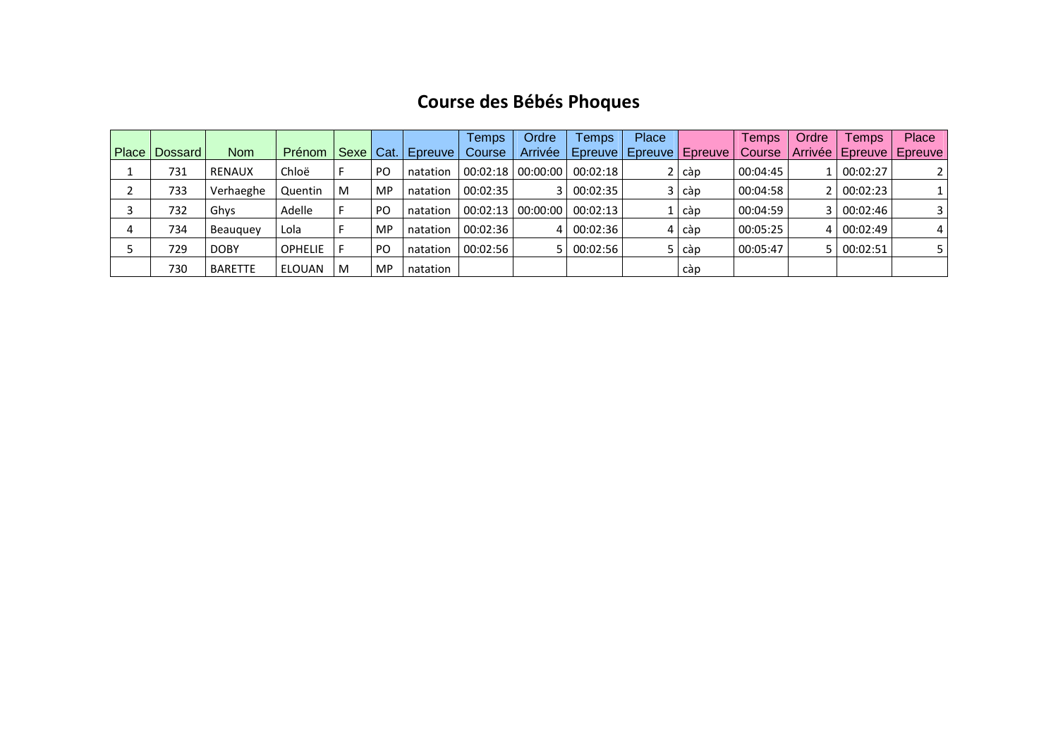# Course des Bébés Phoques

| Place | Dossard | Nom | Prénom | Sexe | Cat. | Epreuve | Temps Course | Ordre Arrivée | Temps Epreuve | Place Epreuve | Epreuve | Temps Course | Ordre Arrivée | Temps Epreuve | Place Epreuve |
|---|---|---|---|---|---|---|---|---|---|---|---|---|---|---|---|
| 1 | 731 | RENAUX | Chloë | F | PO | natation | 00:02:18 | 00:00:00 | 00:02:18 | 2 | càp | 00:04:45 | 1 | 00:02:27 | 2 |
| 2 | 733 | Verhaeghe | Quentin | M | MP | natation | 00:02:35 | 3 | 00:02:35 | 3 | càp | 00:04:58 | 2 | 00:02:23 | 1 |
| 3 | 732 | Ghys | Adelle | F | PO | natation | 00:02:13 | 00:00:00 | 00:02:13 | 1 | càp | 00:04:59 | 3 | 00:02:46 | 3 |
| 4 | 734 | Beauquey | Lola | F | MP | natation | 00:02:36 | 4 | 00:02:36 | 4 | càp | 00:05:25 | 4 | 00:02:49 | 4 |
| 5 | 729 | DOBY | OPHELIE | F | PO | natation | 00:02:56 | 5 | 00:02:56 | 5 | càp | 00:05:47 | 5 | 00:02:51 | 5 |
| | 730 | BARETTE | ELOUAN | M | MP | natation | | | | | càp | | | | |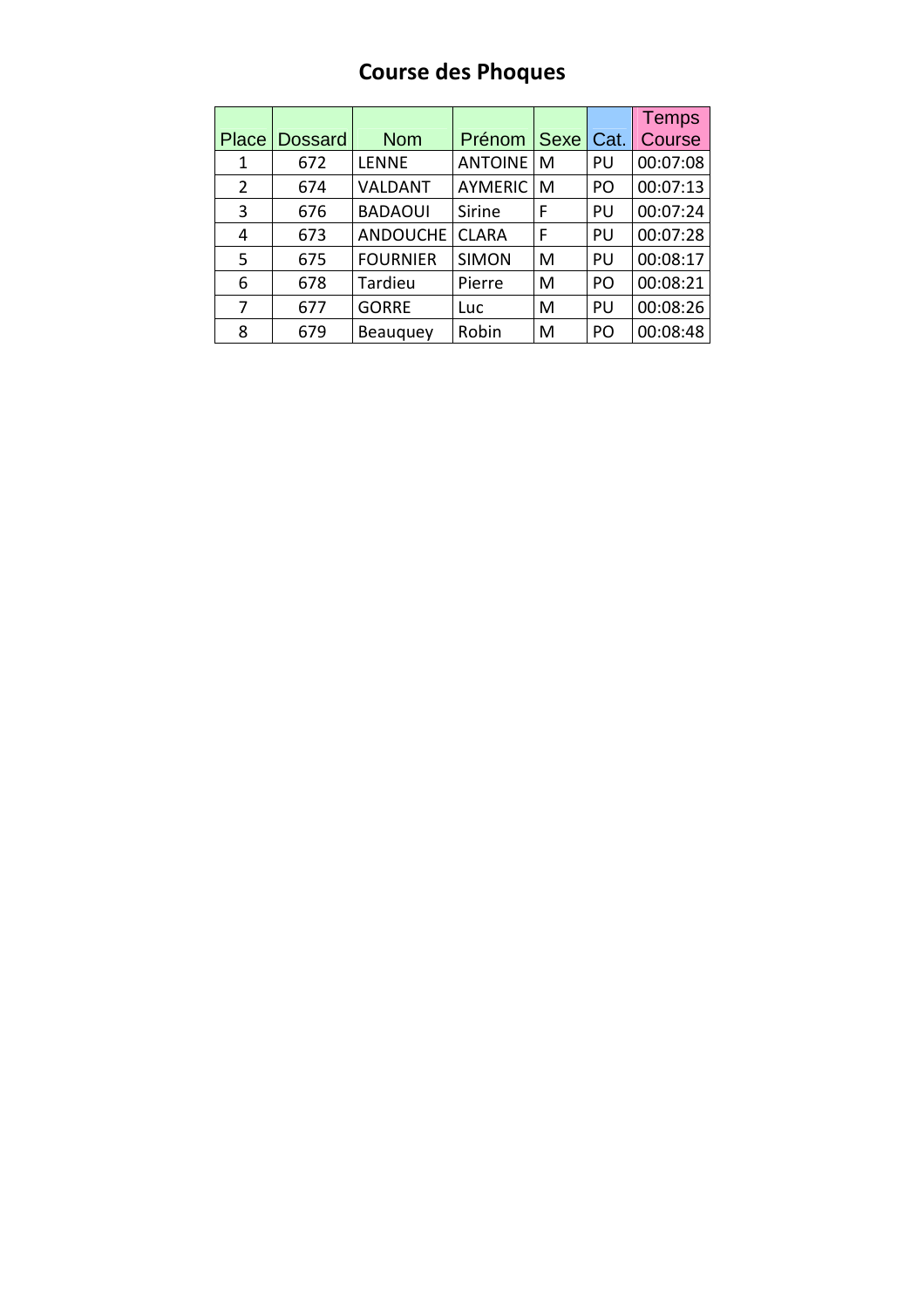# Course des Phoques

| Place | Dossard | Nom | Prénom | Sexe | Cat. | Temps Course |
|---|---|---|---|---|---|---|
| 1 | 672 | LENNE | ANTOINE | M | PU | 00:07:08 |
| 2 | 674 | VALDANT | AYMERIC | M | PO | 00:07:13 |
| 3 | 676 | BADAOUI | Sirine | F | PU | 00:07:24 |
| 4 | 673 | ANDOUCHE | CLARA | F | PU | 00:07:28 |
| 5 | 675 | FOURNIER | SIMON | M | PU | 00:08:17 |
| 6 | 678 | Tardieu | Pierre | M | PO | 00:08:21 |
| 7 | 677 | GORRE | Luc | M | PU | 00:08:26 |
| 8 | 679 | Beauquey | Robin | M | PO | 00:08:48 |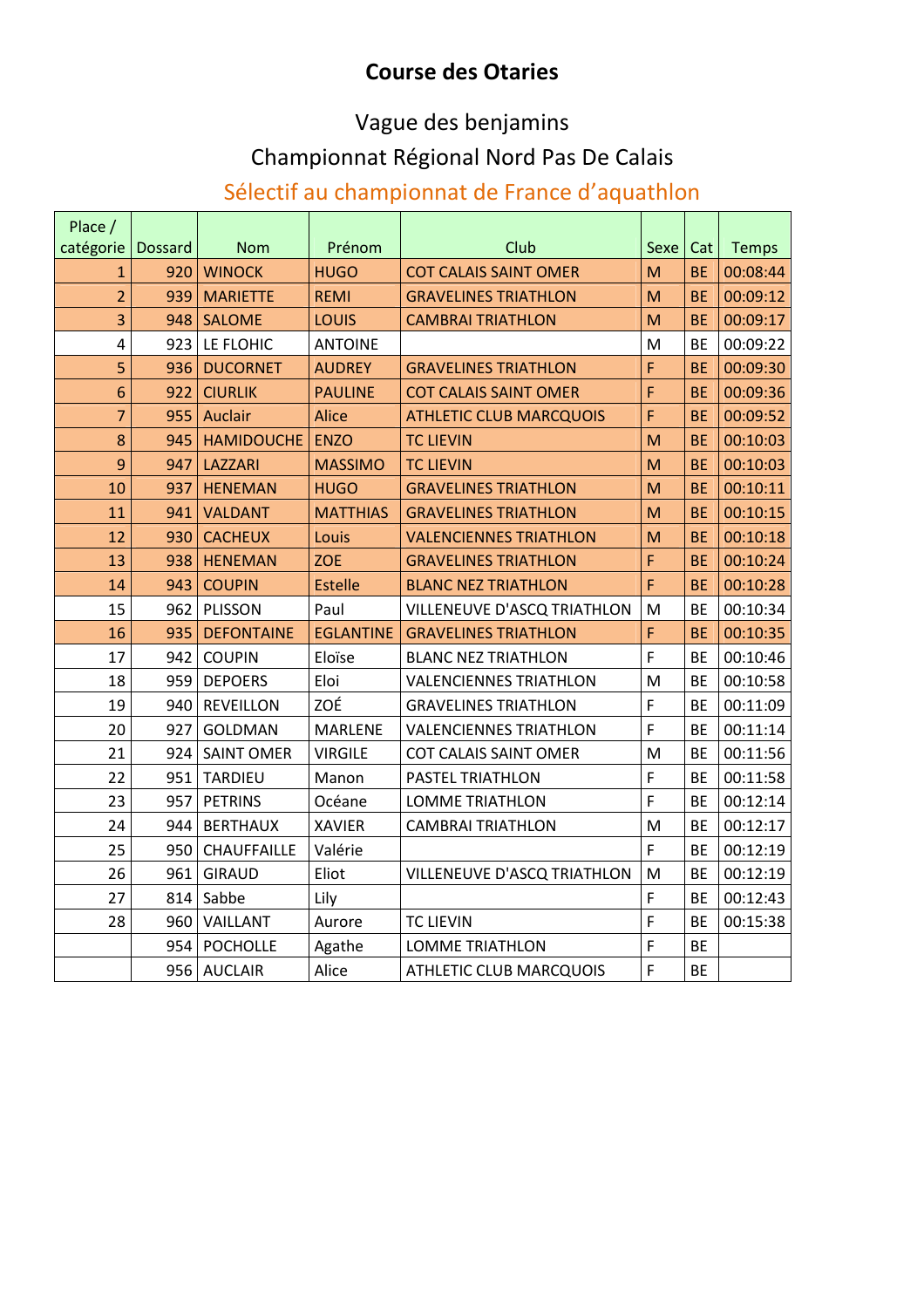# Course des Otaries

## Vague des benjamins

## Championnat Régional Nord Pas De Calais

## Sélectif au championnat de France d'aquathlon

| Place / catégorie | Dossard | Nom | Prénom | Club | Sexe | Cat | Temps |
|---|---|---|---|---|---|---|---|
| 1 | 920 | WINOCK | HUGO | COT CALAIS SAINT OMER | M | BE | 00:08:44 |
| 2 | 939 | MARIETTE | REMI | GRAVELINES TRIATHLON | M | BE | 00:09:12 |
| 3 | 948 | SALOME | LOUIS | CAMBRAI TRIATHLON | M | BE | 00:09:17 |
| 4 | 923 | LE FLOHIC | ANTOINE | | M | BE | 00:09:22 |
| 5 | 936 | DUCORNET | AUDREY | GRAVELINES TRIATHLON | F | BE | 00:09:30 |
| 6 | 922 | CIURLIK | PAULINE | COT CALAIS SAINT OMER | F | BE | 00:09:36 |
| 7 | 955 | Auclair | Alice | ATHLETIC CLUB MARCQUOIS | F | BE | 00:09:52 |
| 8 | 945 | HAMIDOUCHE | ENZO | TC LIEVIN | M | BE | 00:10:03 |
| 9 | 947 | LAZZARI | MASSIMO | TC LIEVIN | M | BE | 00:10:03 |
| 10 | 937 | HENEMAN | HUGO | GRAVELINES TRIATHLON | M | BE | 00:10:11 |
| 11 | 941 | VALDANT | MATTHIAS | GRAVELINES TRIATHLON | M | BE | 00:10:15 |
| 12 | 930 | CACHEUX | Louis | VALENCIENNES TRIATHLON | M | BE | 00:10:18 |
| 13 | 938 | HENEMAN | ZOE | GRAVELINES TRIATHLON | F | BE | 00:10:24 |
| 14 | 943 | COUPIN | Estelle | BLANC NEZ TRIATHLON | F | BE | 00:10:28 |
| 15 | 962 | PLISSON | Paul | VILLENEUVE D'ASCQ TRIATHLON | M | BE | 00:10:34 |
| 16 | 935 | DEFONTAINE | EGLANTINE | GRAVELINES TRIATHLON | F | BE | 00:10:35 |
| 17 | 942 | COUPIN | Eloïse | BLANC NEZ TRIATHLON | F | BE | 00:10:46 |
| 18 | 959 | DEPOERS | Eloi | VALENCIENNES TRIATHLON | M | BE | 00:10:58 |
| 19 | 940 | REVEILLON | ZOÉ | GRAVELINES TRIATHLON | F | BE | 00:11:09 |
| 20 | 927 | GOLDMAN | MARLENE | VALENCIENNES TRIATHLON | F | BE | 00:11:14 |
| 21 | 924 | SAINT OMER | VIRGILE | COT CALAIS SAINT OMER | M | BE | 00:11:56 |
| 22 | 951 | TARDIEU | Manon | PASTEL TRIATHLON | F | BE | 00:11:58 |
| 23 | 957 | PETRINS | Océane | LOMME TRIATHLON | F | BE | 00:12:14 |
| 24 | 944 | BERTHAUX | XAVIER | CAMBRAI TRIATHLON | M | BE | 00:12:17 |
| 25 | 950 | CHAUFFAILLE | Valérie | | F | BE | 00:12:19 |
| 26 | 961 | GIRAUD | Eliot | VILLENEUVE D'ASCQ TRIATHLON | M | BE | 00:12:19 |
| 27 | 814 | Sabbe | Lily | | F | BE | 00:12:43 |
| 28 | 960 | VAILLANT | Aurore | TC LIEVIN | F | BE | 00:15:38 |
| | 954 | POCHOLLE | Agathe | LOMME TRIATHLON | F | BE | |
| | 956 | AUCLAIR | Alice | ATHLETIC CLUB MARCQUOIS | F | BE | |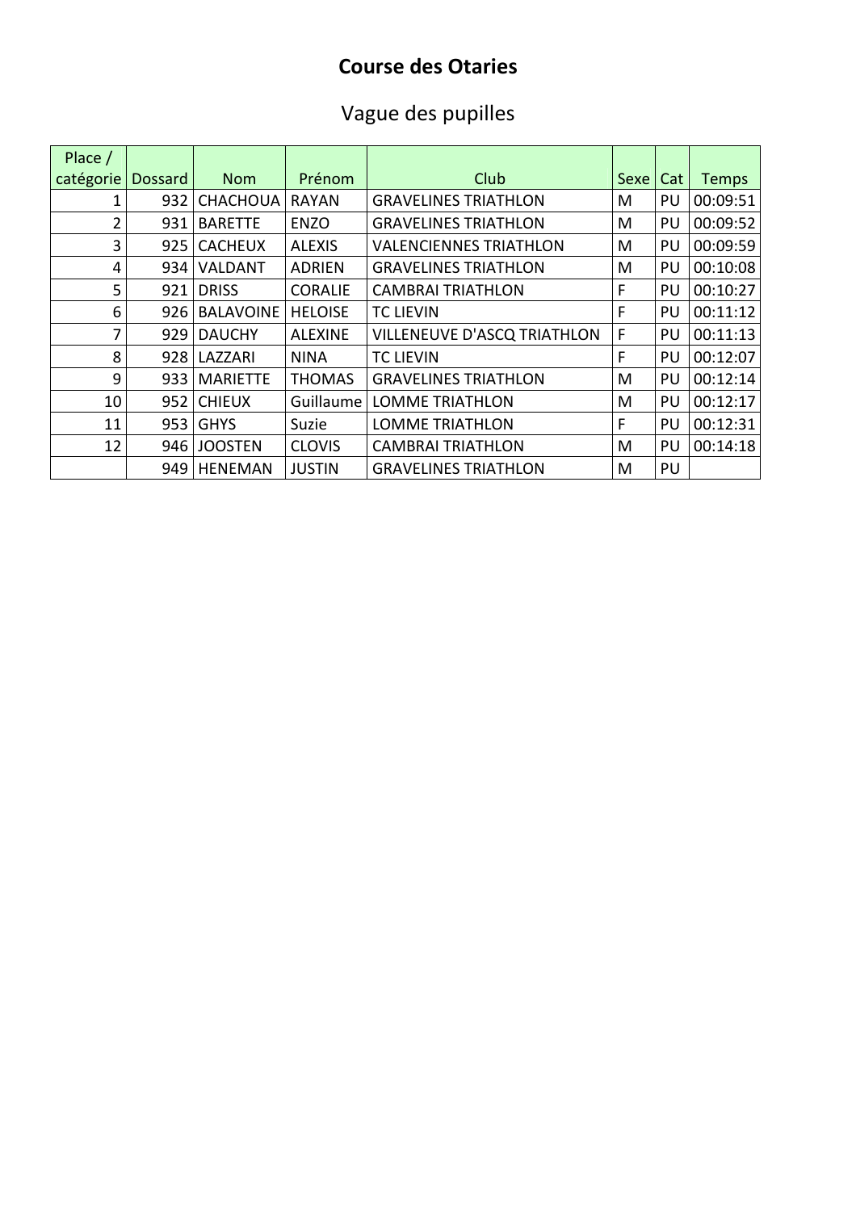# Course des Otaries

## Vague des pupilles

| Place / catégorie | Dossard | Nom | Prénom | Club | Sexe | Cat | Temps |
|---|---|---|---|---|---|---|---|
| 1 | 932 | CHACHOUA | RAYAN | GRAVELINES TRIATHLON | M | PU | 00:09:51 |
| 2 | 931 | BARETTE | ENZO | GRAVELINES TRIATHLON | M | PU | 00:09:52 |
| 3 | 925 | CACHEUX | ALEXIS | VALENCIENNES TRIATHLON | M | PU | 00:09:59 |
| 4 | 934 | VALDANT | ADRIEN | GRAVELINES TRIATHLON | M | PU | 00:10:08 |
| 5 | 921 | DRISS | CORALIE | CAMBRAI TRIATHLON | F | PU | 00:10:27 |
| 6 | 926 | BALAVOINE | HELOISE | TC LIEVIN | F | PU | 00:11:12 |
| 7 | 929 | DAUCHY | ALEXINE | VILLENEUVE D'ASCQ TRIATHLON | F | PU | 00:11:13 |
| 8 | 928 | LAZZARI | NINA | TC LIEVIN | F | PU | 00:12:07 |
| 9 | 933 | MARIETTE | THOMAS | GRAVELINES TRIATHLON | M | PU | 00:12:14 |
| 10 | 952 | CHIEUX | Guillaume | LOMME TRIATHLON | M | PU | 00:12:17 |
| 11 | 953 | GHYS | Suzie | LOMME TRIATHLON | F | PU | 00:12:31 |
| 12 | 946 | JOOSTEN | CLOVIS | CAMBRAI TRIATHLON | M | PU | 00:14:18 |
| | 949 | HENEMAN | JUSTIN | GRAVELINES TRIATHLON | M | PU | |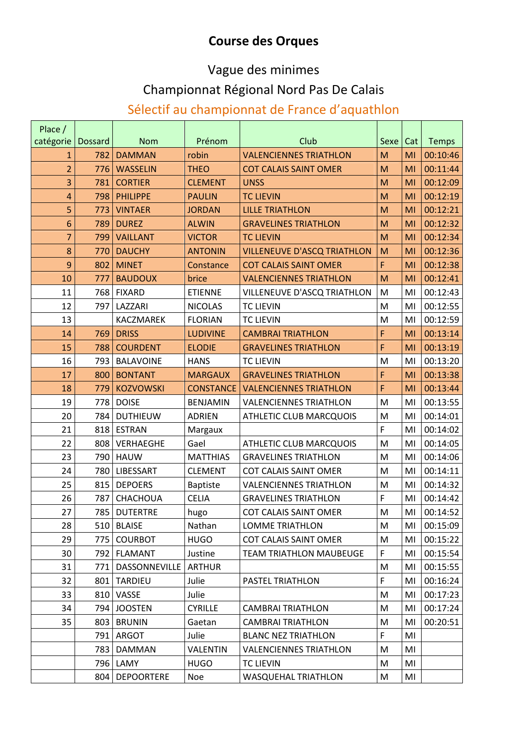# Course des Orques

## Vague des minimes

## Championnat Régional Nord Pas De Calais

## Sélectif au championnat de France d'aquathlon

| Place / catégorie | Dossard | Nom | Prénom | Club | Sexe | Cat | Temps |
|---|---|---|---|---|---|---|---|
| 1 | 782 | DAMMAN | robin | VALENCIENNES TRIATHLON | M | MI | 00:10:46 |
| 2 | 776 | WASSELIN | THEO | COT CALAIS SAINT OMER | M | MI | 00:11:44 |
| 3 | 781 | CORTIER | CLEMENT | UNSS | M | MI | 00:12:09 |
| 4 | 798 | PHILIPPE | PAULIN | TC LIEVIN | M | MI | 00:12:19 |
| 5 | 773 | VINTAER | JORDAN | LILLE TRIATHLON | M | MI | 00:12:21 |
| 6 | 789 | DUREZ | ALWIN | GRAVELINES TRIATHLON | M | MI | 00:12:32 |
| 7 | 799 | VAILLANT | VICTOR | TC LIEVIN | M | MI | 00:12:34 |
| 8 | 770 | DAUCHY | ANTONIN | VILLENEUVE D'ASCQ TRIATHLON | M | MI | 00:12:36 |
| 9 | 802 | MINET | Constance | COT CALAIS SAINT OMER | F | MI | 00:12:38 |
| 10 | 777 | BAUDOUX | brice | VALENCIENNES TRIATHLON | M | MI | 00:12:41 |
| 11 | 768 | FIXARD | ETIENNE | VILLENEUVE D'ASCQ TRIATHLON | M | MI | 00:12:43 |
| 12 | 797 | LAZZARI | NICOLAS | TC LIEVIN | M | MI | 00:12:55 |
| 13 | | KACZMAREK | FLORIAN | TC LIEVIN | M | MI | 00:12:59 |
| 14 | 769 | DRISS | LUDIVINE | CAMBRAI TRIATHLON | F | MI | 00:13:14 |
| 15 | 788 | COURDENT | ELODIE | GRAVELINES TRIATHLON | F | MI | 00:13:19 |
| 16 | 793 | BALAVOINE | HANS | TC LIEVIN | M | MI | 00:13:20 |
| 17 | 800 | BONTANT | MARGAUX | GRAVELINES TRIATHLON | F | MI | 00:13:38 |
| 18 | 779 | KOZVOWSKI | CONSTANCE | VALENCIENNES TRIATHLON | F | MI | 00:13:44 |
| 19 | 778 | DOISE | BENJAMIN | VALENCIENNES TRIATHLON | M | MI | 00:13:55 |
| 20 | 784 | DUTHIEUW | ADRIEN | ATHLETIC CLUB MARCQUOIS | M | MI | 00:14:01 |
| 21 | 818 | ESTRAN | Margaux | | F | MI | 00:14:02 |
| 22 | 808 | VERHAEGHE | Gael | ATHLETIC CLUB MARCQUOIS | M | MI | 00:14:05 |
| 23 | 790 | HAUW | MATTHIAS | GRAVELINES TRIATHLON | M | MI | 00:14:06 |
| 24 | 780 | LIBESSART | CLEMENT | COT CALAIS SAINT OMER | M | MI | 00:14:11 |
| 25 | 815 | DEPOERS | Baptiste | VALENCIENNES TRIATHLON | M | MI | 00:14:32 |
| 26 | 787 | CHACHOUA | CELIA | GRAVELINES TRIATHLON | F | MI | 00:14:42 |
| 27 | 785 | DUTERTRE | hugo | COT CALAIS SAINT OMER | M | MI | 00:14:52 |
| 28 | 510 | BLAISE | Nathan | LOMME TRIATHLON | M | MI | 00:15:09 |
| 29 | 775 | COURBOT | HUGO | COT CALAIS SAINT OMER | M | MI | 00:15:22 |
| 30 | 792 | FLAMANT | Justine | TEAM TRIATHLON MAUBEUGE | F | MI | 00:15:54 |
| 31 | 771 | DASSONNEVILLE | ARTHUR | | M | MI | 00:15:55 |
| 32 | 801 | TARDIEU | Julie | PASTEL TRIATHLON | F | MI | 00:16:24 |
| 33 | 810 | VASSE | Julie | | M | MI | 00:17:23 |
| 34 | 794 | JOOSTEN | CYRILLE | CAMBRAI TRIATHLON | M | MI | 00:17:24 |
| 35 | 803 | BRUNIN | Gaetan | CAMBRAI TRIATHLON | M | MI | 00:20:51 |
| | 791 | ARGOT | Julie | BLANC NEZ TRIATHLON | F | MI | |
| | 783 | DAMMAN | VALENTIN | VALENCIENNES TRIATHLON | M | MI | |
| | 796 | LAMY | HUGO | TC LIEVIN | M | MI | |
| | 804 | DEPOORTERE | Noe | WASQUEHAL TRIATHLON | M | MI | |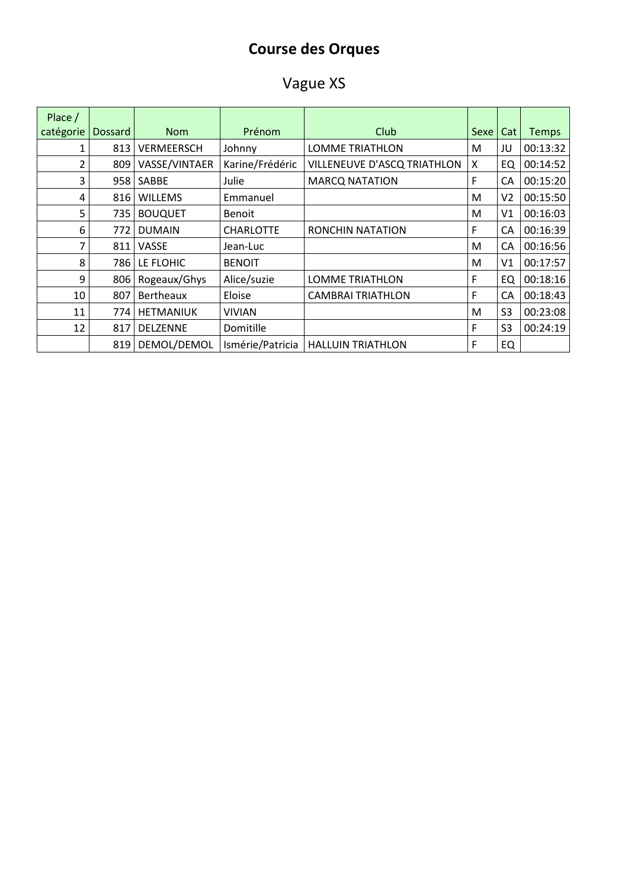# Course des Orques

## Vague XS

| Place / catégorie | Dossard | Nom | Prénom | Club | Sexe | Cat | Temps |
|---|---|---|---|---|---|---|---|
| 1 | 813 | VERMEERSCH | Johnny | LOMME TRIATHLON | M | JU | 00:13:32 |
| 2 | 809 | VASSE/VINTAER | Karine/Frédéric | VILLENEUVE D'ASCQ TRIATHLON | X | EQ | 00:14:52 |
| 3 | 958 | SABBE | Julie | MARCQ NATATION | F | CA | 00:15:20 |
| 4 | 816 | WILLEMS | Emmanuel | | M | V2 | 00:15:50 |
| 5 | 735 | BOUQUET | Benoit | | M | V1 | 00:16:03 |
| 6 | 772 | DUMAIN | CHARLOTTE | RONCHIN NATATION | F | CA | 00:16:39 |
| 7 | 811 | VASSE | Jean-Luc | | M | CA | 00:16:56 |
| 8 | 786 | LE FLOHIC | BENOIT | | M | V1 | 00:17:57 |
| 9 | 806 | Rogeaux/Ghys | Alice/suzie | LOMME TRIATHLON | F | EQ | 00:18:16 |
| 10 | 807 | Bertheaux | Eloise | CAMBRAI TRIATHLON | F | CA | 00:18:43 |
| 11 | 774 | HETMANIUK | VIVIAN | | M | S3 | 00:23:08 |
| 12 | 817 | DELZENNE | Domitille | | F | S3 | 00:24:19 |
| | 819 | DEMOL/DEMOL | Ismérie/Patricia | HALLUIN TRIATHLON | F | EQ | |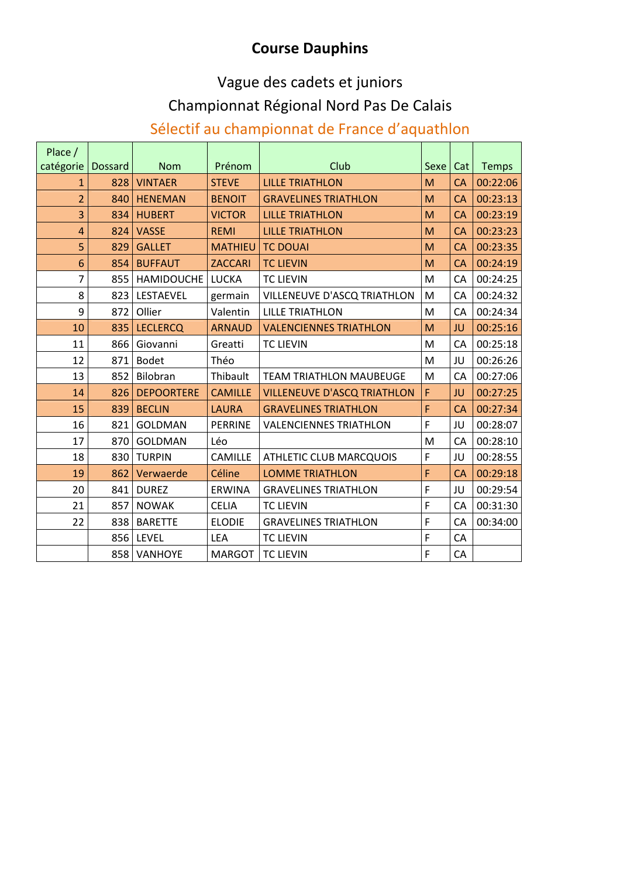# Course Dauphins

## Vague des cadets et juniors

## Championnat Régional Nord Pas De Calais

## Sélectif au championnat de France d'aquathlon

| Place / catégorie | Dossard | Nom | Prénom | Club | Sexe | Cat | Temps |
|---|---|---|---|---|---|---|---|
| 1 | 828 | VINTAER | STEVE | LILLE TRIATHLON | M | CA | 00:22:06 |
| 2 | 840 | HENEMAN | BENOIT | GRAVELINES TRIATHLON | M | CA | 00:23:13 |
| 3 | 834 | HUBERT | VICTOR | LILLE TRIATHLON | M | CA | 00:23:19 |
| 4 | 824 | VASSE | REMI | LILLE TRIATHLON | M | CA | 00:23:23 |
| 5 | 829 | GALLET | MATHIEU | TC DOUAI | M | CA | 00:23:35 |
| 6 | 854 | BUFFAUT | ZACCARI | TC LIEVIN | M | CA | 00:24:19 |
| 7 | 855 | HAMIDOUCHE | LUCKA | TC LIEVIN | M | CA | 00:24:25 |
| 8 | 823 | LESTAEVEL | germain | VILLENEUVE D'ASCQ TRIATHLON | M | CA | 00:24:32 |
| 9 | 872 | Ollier | Valentin | LILLE TRIATHLON | M | CA | 00:24:34 |
| 10 | 835 | LECLERCQ | ARNAUD | VALENCIENNES TRIATHLON | M | JU | 00:25:16 |
| 11 | 866 | Giovanni | Greatti | TC LIEVIN | M | CA | 00:25:18 |
| 12 | 871 | Bodet | Théo | | M | JU | 00:26:26 |
| 13 | 852 | Bilobran | Thibault | TEAM TRIATHLON MAUBEUGE | M | CA | 00:27:06 |
| 14 | 826 | DEPOORTERE | CAMILLE | VILLENEUVE D'ASCQ TRIATHLON | F | JU | 00:27:25 |
| 15 | 839 | BECLIN | LAURA | GRAVELINES TRIATHLON | F | CA | 00:27:34 |
| 16 | 821 | GOLDMAN | PERRINE | VALENCIENNES TRIATHLON | F | JU | 00:28:07 |
| 17 | 870 | GOLDMAN | Léo | | M | CA | 00:28:10 |
| 18 | 830 | TURPIN | CAMILLE | ATHLETIC CLUB MARCQUOIS | F | JU | 00:28:55 |
| 19 | 862 | Verwaerde | Céline | LOMME TRIATHLON | F | CA | 00:29:18 |
| 20 | 841 | DUREZ | ERWINA | GRAVELINES TRIATHLON | F | JU | 00:29:54 |
| 21 | 857 | NOWAK | CELIA | TC LIEVIN | F | CA | 00:31:30 |
| 22 | 838 | BARETTE | ELODIE | GRAVELINES TRIATHLON | F | CA | 00:34:00 |
| | 856 | LEVEL | LEA | TC LIEVIN | F | CA | |
| | 858 | VANHOYE | MARGOT | TC LIEVIN | F | CA | |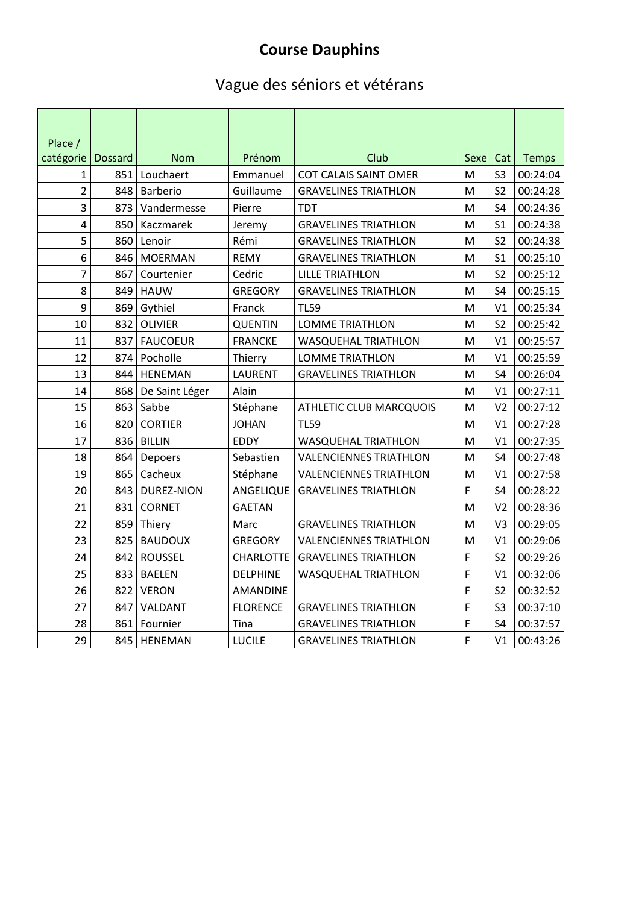# Course Dauphins

## Vague des séniors et vétérans

| Place / catégorie | Dossard | Nom | Prénom | Club | Sexe | Cat | Temps |
|---|---|---|---|---|---|---|---|
| 1 | 851 | Louchaert | Emmanuel | COT CALAIS SAINT OMER | M | S3 | 00:24:04 |
| 2 | 848 | Barberio | Guillaume | GRAVELINES TRIATHLON | M | S2 | 00:24:28 |
| 3 | 873 | Vandermesse | Pierre | TDT | M | S4 | 00:24:36 |
| 4 | 850 | Kaczmarek | Jeremy | GRAVELINES TRIATHLON | M | S1 | 00:24:38 |
| 5 | 860 | Lenoir | Rémi | GRAVELINES TRIATHLON | M | S2 | 00:24:38 |
| 6 | 846 | MOERMAN | REMY | GRAVELINES TRIATHLON | M | S1 | 00:25:10 |
| 7 | 867 | Courtenier | Cedric | LILLE TRIATHLON | M | S2 | 00:25:12 |
| 8 | 849 | HAUW | GREGORY | GRAVELINES TRIATHLON | M | S4 | 00:25:15 |
| 9 | 869 | Gythiel | Franck | TL59 | M | V1 | 00:25:34 |
| 10 | 832 | OLIVIER | QUENTIN | LOMME TRIATHLON | M | S2 | 00:25:42 |
| 11 | 837 | FAUCOEUR | FRANCKE | WASQUEHAL TRIATHLON | M | V1 | 00:25:57 |
| 12 | 874 | Pocholle | Thierry | LOMME TRIATHLON | M | V1 | 00:25:59 |
| 13 | 844 | HENEMAN | LAURENT | GRAVELINES TRIATHLON | M | S4 | 00:26:04 |
| 14 | 868 | De Saint Léger | Alain | | M | V1 | 00:27:11 |
| 15 | 863 | Sabbe | Stéphane | ATHLETIC CLUB MARCQUOIS | M | V2 | 00:27:12 |
| 16 | 820 | CORTIER | JOHAN | TL59 | M | V1 | 00:27:28 |
| 17 | 836 | BILLIN | EDDY | WASQUEHAL TRIATHLON | M | V1 | 00:27:35 |
| 18 | 864 | Depoers | Sebastien | VALENCIENNES TRIATHLON | M | S4 | 00:27:48 |
| 19 | 865 | Cacheux | Stéphane | VALENCIENNES TRIATHLON | M | V1 | 00:27:58 |
| 20 | 843 | DUREZ-NION | ANGELIQUE | GRAVELINES TRIATHLON | F | S4 | 00:28:22 |
| 21 | 831 | CORNET | GAETAN | | M | V2 | 00:28:36 |
| 22 | 859 | Thiery | Marc | GRAVELINES TRIATHLON | M | V3 | 00:29:05 |
| 23 | 825 | BAUDOUX | GREGORY | VALENCIENNES TRIATHLON | M | V1 | 00:29:06 |
| 24 | 842 | ROUSSEL | CHARLOTTE | GRAVELINES TRIATHLON | F | S2 | 00:29:26 |
| 25 | 833 | BAELEN | DELPHINE | WASQUEHAL TRIATHLON | F | V1 | 00:32:06 |
| 26 | 822 | VERON | AMANDINE | | F | S2 | 00:32:52 |
| 27 | 847 | VALDANT | FLORENCE | GRAVELINES TRIATHLON | F | S3 | 00:37:10 |
| 28 | 861 | Fournier | Tina | GRAVELINES TRIATHLON | F | S4 | 00:37:57 |
| 29 | 845 | HENEMAN | LUCILE | GRAVELINES TRIATHLON | F | V1 | 00:43:26 |